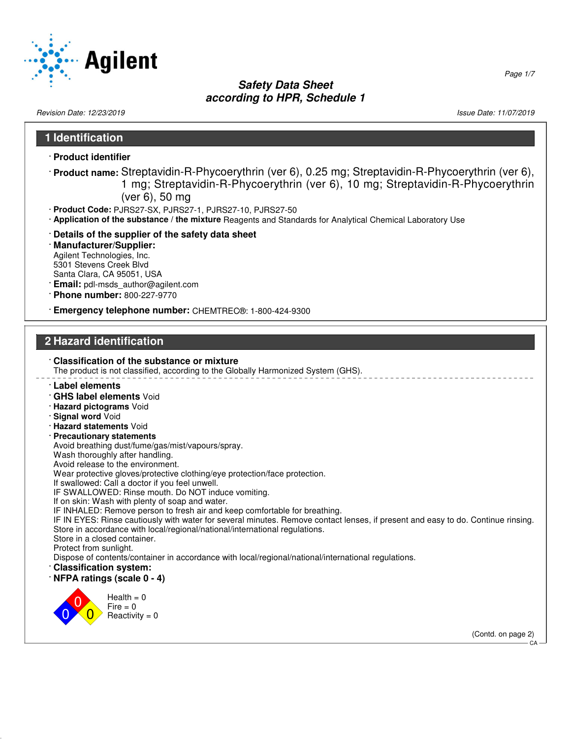# Safety Data Sheet
## according to HPR, Schedule 1

Revision Date: 12/23/2019 | Issue Date: 11/07/2019

## 1 Identification

· **Product identifier**

· **Product name:** Streptavidin-R-Phycoerythrin (ver 6), 0.25 mg; Streptavidin-R-Phycoerythrin (ver 6), 1 mg; Streptavidin-R-Phycoerythrin (ver 6), 10 mg; Streptavidin-R-Phycoerythrin (ver 6), 50 mg

· **Product Code:** PJRS27-SX, PJRS27-1, PJRS27-10, PJRS27-50

· **Application of the substance / the mixture** Reagents and Standards for Analytical Chemical Laboratory Use

· **Details of the supplier of the safety data sheet**

· **Manufacturer/Supplier:**
Agilent Technologies, Inc.
5301 Stevens Creek Blvd
Santa Clara, CA 95051, USA

· **Email:** pdl-msds_author@agilent.com

· **Phone number:** 800-227-9770

· **Emergency telephone number:** CHEMTREC®: 1-800-424-9300

## 2 Hazard identification

· **Classification of the substance or mixture**
The product is not classified, according to the Globally Harmonized System (GHS).

· **Label elements**

· **GHS label elements** Void

· **Hazard pictograms** Void

· **Signal word** Void

· **Hazard statements** Void

· **Precautionary statements**
Avoid breathing dust/fume/gas/mist/vapours/spray.
Wash thoroughly after handling.
Avoid release to the environment.
Wear protective gloves/protective clothing/eye protection/face protection.
If swallowed: Call a doctor if you feel unwell.
IF SWALLOWED: Rinse mouth. Do NOT induce vomiting.
If on skin: Wash with plenty of soap and water.
IF INHALED: Remove person to fresh air and keep comfortable for breathing.
IF IN EYES: Rinse cautiously with water for several minutes. Remove contact lenses, if present and easy to do. Continue rinsing.
Store in accordance with local/regional/national/international regulations.
Store in a closed container.
Protect from sunlight.
Dispose of contents/container in accordance with local/regional/national/international regulations.

· **Classification system:**

· **NFPA ratings (scale 0 - 4)**

Health = 0
Fire = 0
Reactivity = 0

(Contd. on page 2)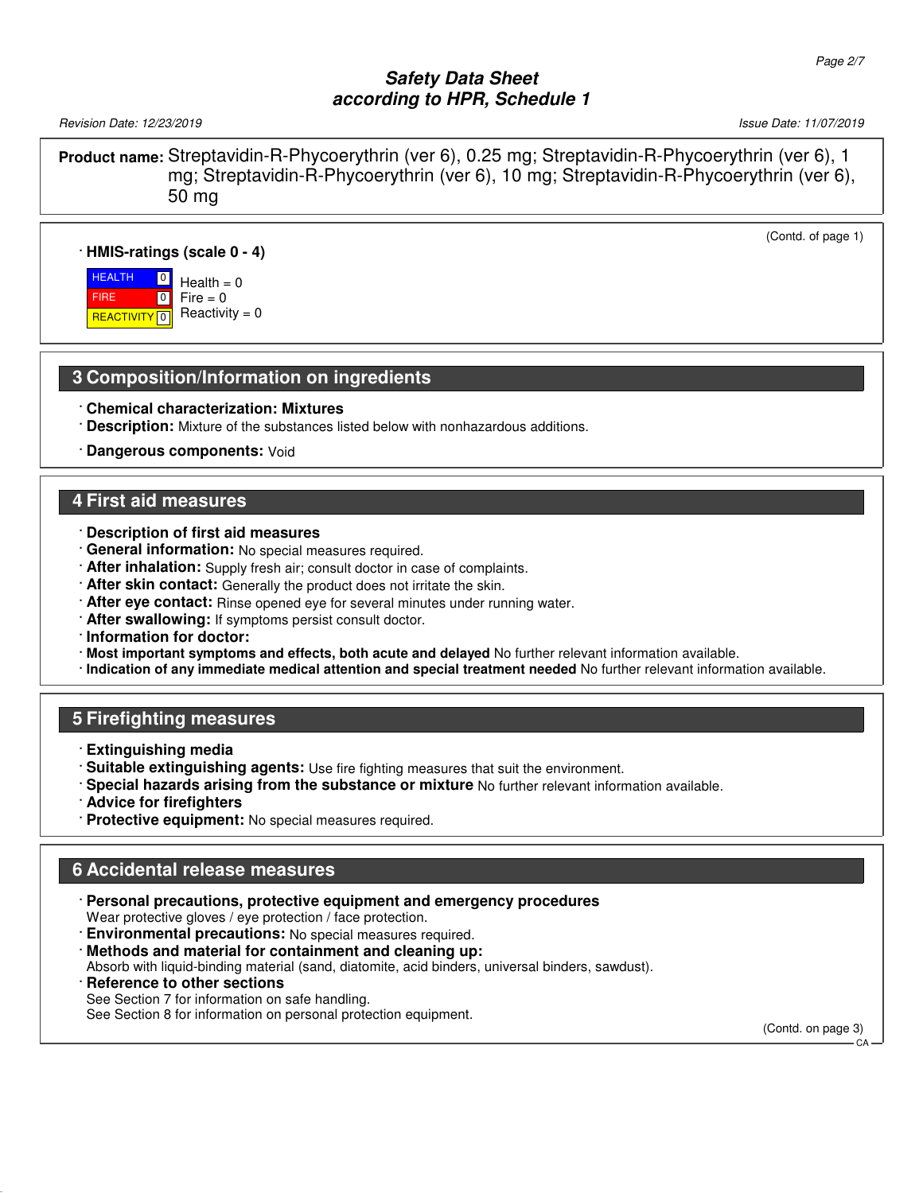**Product name:** Streptavidin-R-Phycoerythrin (ver 6), 0.25 mg; Streptavidin-R-Phycoerythrin (ver 6), 1 mg; Streptavidin-R-Phycoerythrin (ver 6), 10 mg; Streptavidin-R-Phycoerythrin (ver 6), 50 mg

(Contd. of page 1)

· **HMIS-ratings (scale 0 - 4)**

| | | |
|---|---|---|
| HEALTH | 0 | Health = 0 |
| FIRE | 0 | Fire = 0 |
| REACTIVITY | 0 | Reactivity = 0 |

## 3 Composition/Information on ingredients

· **Chemical characterization: Mixtures**
· **Description:** Mixture of the substances listed below with nonhazardous additions.

· **Dangerous components:** Void

## 4 First aid measures

· **Description of first aid measures**
· **General information:** No special measures required.
· **After inhalation:** Supply fresh air; consult doctor in case of complaints.
· **After skin contact:** Generally the product does not irritate the skin.
· **After eye contact:** Rinse opened eye for several minutes under running water.
· **After swallowing:** If symptoms persist consult doctor.
· **Information for doctor:**
· **Most important symptoms and effects, both acute and delayed** No further relevant information available.
· **Indication of any immediate medical attention and special treatment needed** No further relevant information available.

## 5 Firefighting measures

· **Extinguishing media**
· **Suitable extinguishing agents:** Use fire fighting measures that suit the environment.
· **Special hazards arising from the substance or mixture** No further relevant information available.
· **Advice for firefighters**
· **Protective equipment:** No special measures required.

## 6 Accidental release measures

· **Personal precautions, protective equipment and emergency procedures**
Wear protective gloves / eye protection / face protection.
· **Environmental precautions:** No special measures required.
· **Methods and material for containment and cleaning up:**
Absorb with liquid-binding material (sand, diatomite, acid binders, universal binders, sawdust).
· **Reference to other sections**
See Section 7 for information on safe handling.
See Section 8 for information on personal protection equipment.

(Contd. on page 3)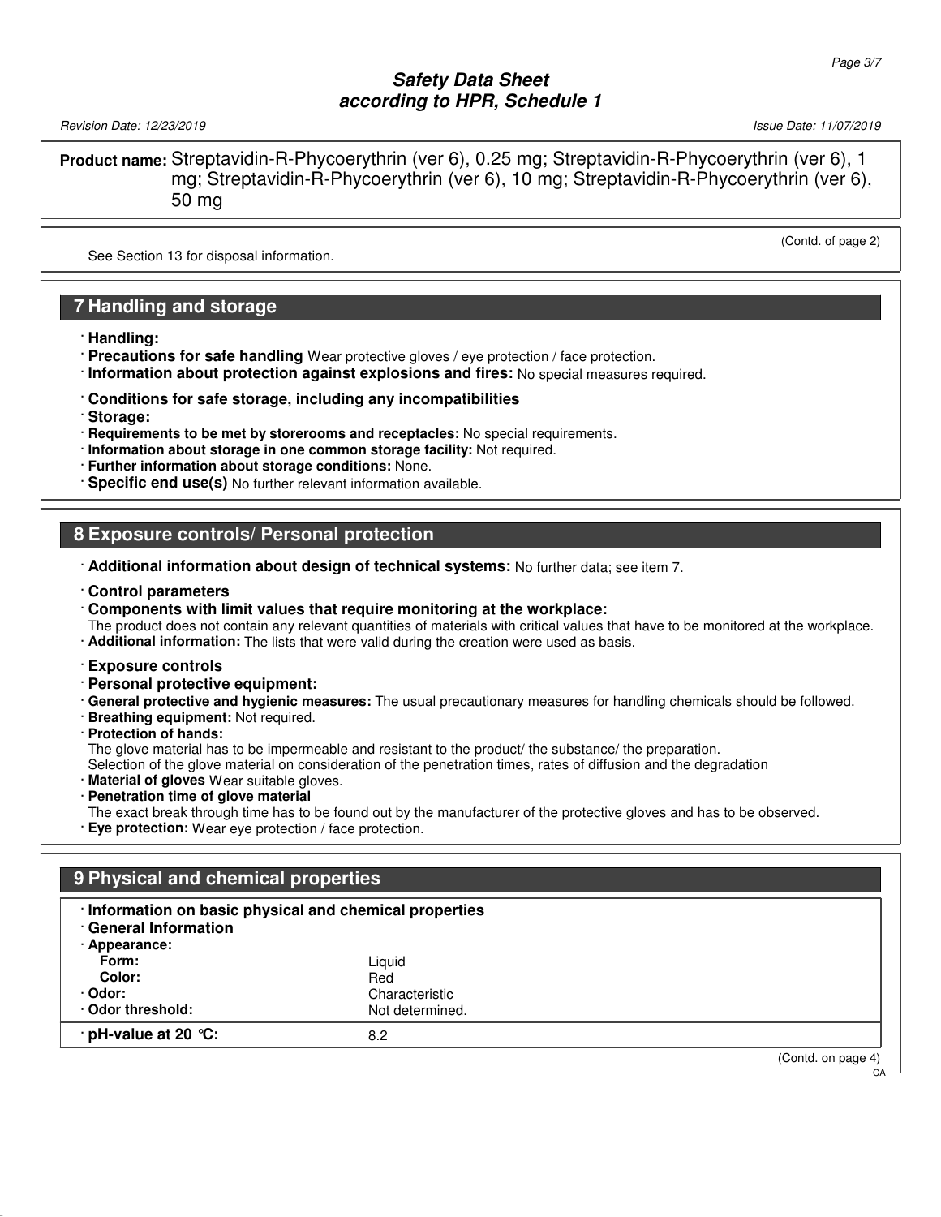**Product name:** Streptavidin-R-Phycoerythrin (ver 6), 0.25 mg; Streptavidin-R-Phycoerythrin (ver 6), 1 mg; Streptavidin-R-Phycoerythrin (ver 6), 10 mg; Streptavidin-R-Phycoerythrin (ver 6), 50 mg

(Contd. of page 2)

See Section 13 for disposal information.

## 7 Handling and storage

- **Handling:**
- **Precautions for safe handling** Wear protective gloves / eye protection / face protection.
- **Information about protection against explosions and fires:** No special measures required.
- **Conditions for safe storage, including any incompatibilities**
- **Storage:**
- **Requirements to be met by storerooms and receptacles:** No special requirements.
- **Information about storage in one common storage facility:** Not required.
- **Further information about storage conditions:** None.
- **Specific end use(s)** No further relevant information available.

## 8 Exposure controls/ Personal protection

- **Additional information about design of technical systems:** No further data; see item 7.
- **Control parameters**
- **Components with limit values that require monitoring at the workplace:**
  The product does not contain any relevant quantities of materials with critical values that have to be monitored at the workplace.
- **Additional information:** The lists that were valid during the creation were used as basis.
- **Exposure controls**
- **Personal protective equipment:**
- **General protective and hygienic measures:** The usual precautionary measures for handling chemicals should be followed.
- **Breathing equipment:** Not required.
- **Protection of hands:**
  The glove material has to be impermeable and resistant to the product/ the substance/ the preparation.
  Selection of the glove material on consideration of the penetration times, rates of diffusion and the degradation
- **Material of gloves** Wear suitable gloves.
- **Penetration time of glove material**
  The exact break through time has to be found out by the manufacturer of the protective gloves and has to be observed.
- **Eye protection:** Wear eye protection / face protection.

## 9 Physical and chemical properties

- **Information on basic physical and chemical properties**
- **General Information**

| | |
|---|---|
| · **Appearance:** | |
| **Form:** | Liquid |
| **Color:** | Red |
| · **Odor:** | Characteristic |
| · **Odor threshold:** | Not determined. |
| · **pH-value at 20 °C:** | 8.2 |

(Contd. on page 4)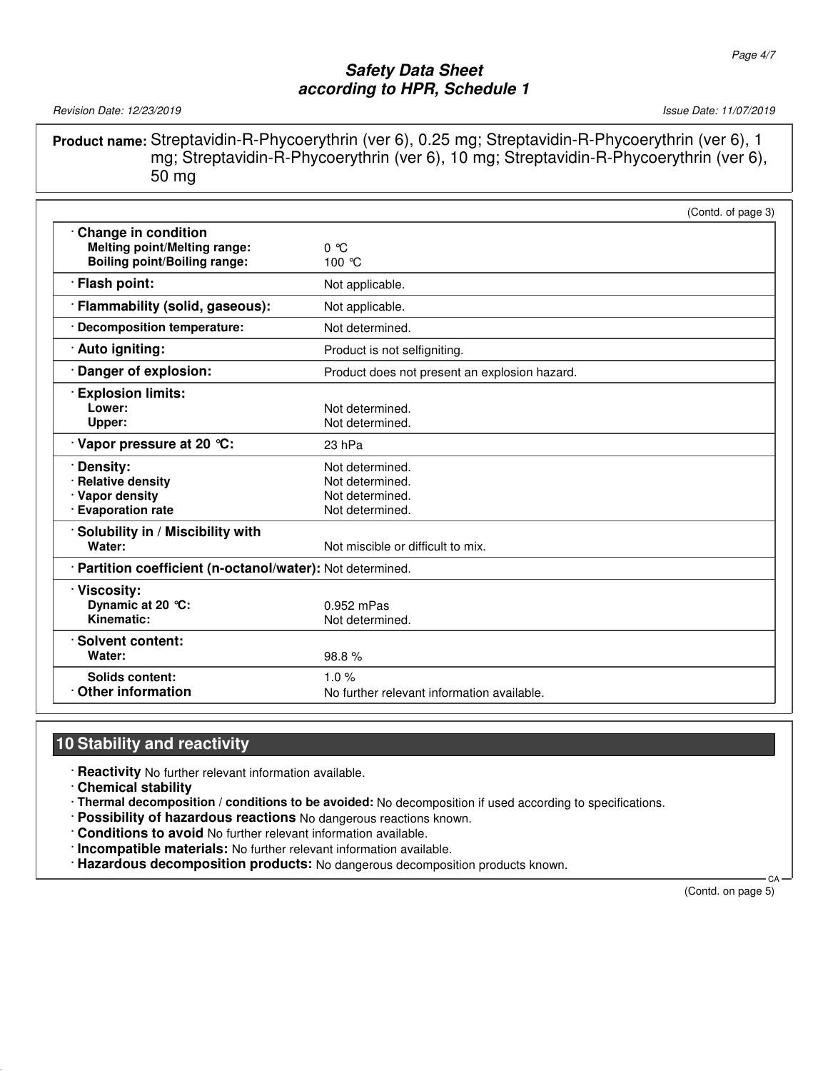**Product name:** Streptavidin-R-Phycoerythrin (ver 6), 0.25 mg; Streptavidin-R-Phycoerythrin (ver 6), 1 mg; Streptavidin-R-Phycoerythrin (ver 6), 10 mg; Streptavidin-R-Phycoerythrin (ver 6), 50 mg

(Contd. of page 3)

| Property | Value |
|---|---|
| · **Change in condition** | |
| **Melting point/Melting range:** | 0 °C |
| **Boiling point/Boiling range:** | 100 °C |
| · **Flash point:** | Not applicable. |
| · **Flammability (solid, gaseous):** | Not applicable. |
| · **Decomposition temperature:** | Not determined. |
| · **Auto igniting:** | Product is not selfigniting. |
| · **Danger of explosion:** | Product does not present an explosion hazard. |
| · **Explosion limits:** | |
| **Lower:** | Not determined. |
| **Upper:** | Not determined. |
| · **Vapor pressure at 20 °C:** | 23 hPa |
| · **Density:** | Not determined. |
| · **Relative density** | Not determined. |
| · **Vapor density** | Not determined. |
| · **Evaporation rate** | Not determined. |
| · **Solubility in / Miscibility with** | |
| **Water:** | Not miscible or difficult to mix. |
| · **Partition coefficient (n-octanol/water):** | Not determined. |
| · **Viscosity:** | |
| **Dynamic at 20 °C:** | 0.952 mPas |
| **Kinematic:** | Not determined. |
| · **Solvent content:** | |
| **Water:** | 98.8 % |
| **Solids content:** | 1.0 % |
| · **Other information** | No further relevant information available. |

## 10 Stability and reactivity

- · **Reactivity** No further relevant information available.
- · **Chemical stability**
- · **Thermal decomposition / conditions to be avoided:** No decomposition if used according to specifications.
- · **Possibility of hazardous reactions** No dangerous reactions known.
- · **Conditions to avoid** No further relevant information available.
- · **Incompatible materials:** No further relevant information available.
- · **Hazardous decomposition products:** No dangerous decomposition products known.

(Contd. on page 5)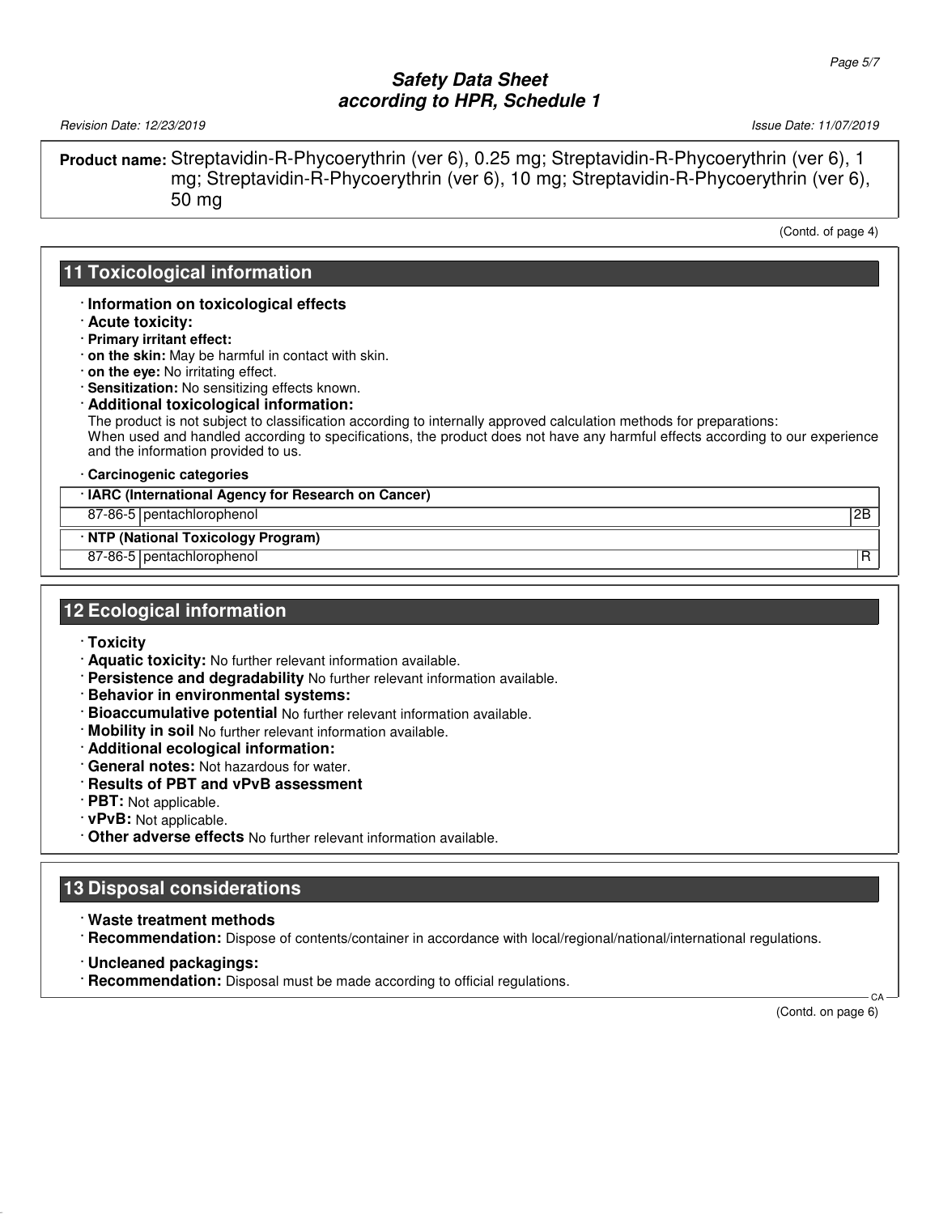**Product name:** Streptavidin-R-Phycoerythrin (ver 6), 0.25 mg; Streptavidin-R-Phycoerythrin (ver 6), 1 mg; Streptavidin-R-Phycoerythrin (ver 6), 10 mg; Streptavidin-R-Phycoerythrin (ver 6), 50 mg

(Contd. of page 4)

## 11 Toxicological information

- **Information on toxicological effects**
- **Acute toxicity:**
- **Primary irritant effect:**
- **on the skin:** May be harmful in contact with skin.
- **on the eye:** No irritating effect.
- **Sensitization:** No sensitizing effects known.
- **Additional toxicological information:**

  The product is not subject to classification according to internally approved calculation methods for preparations:
  When used and handled according to specifications, the product does not have any harmful effects according to our experience and the information provided to us.

- **Carcinogenic categories**

| **IARC (International Agency for Research on Cancer)** | | |
|---|---|---|
| 87-86-5 | pentachlorophenol | 2B |

| **NTP (National Toxicology Program)** | | |
|---|---|---|
| 87-86-5 | pentachlorophenol | R |

## 12 Ecological information

- **Toxicity**
- **Aquatic toxicity:** No further relevant information available.
- **Persistence and degradability** No further relevant information available.
- **Behavior in environmental systems:**
- **Bioaccumulative potential** No further relevant information available.
- **Mobility in soil** No further relevant information available.
- **Additional ecological information:**
- **General notes:** Not hazardous for water.
- **Results of PBT and vPvB assessment**
- **PBT:** Not applicable.
- **vPvB:** Not applicable.
- **Other adverse effects** No further relevant information available.

## 13 Disposal considerations

- **Waste treatment methods**
- **Recommendation:** Dispose of contents/container in accordance with local/regional/national/international regulations.
- **Uncleaned packagings:**
- **Recommendation:** Disposal must be made according to official regulations.

(Contd. on page 6)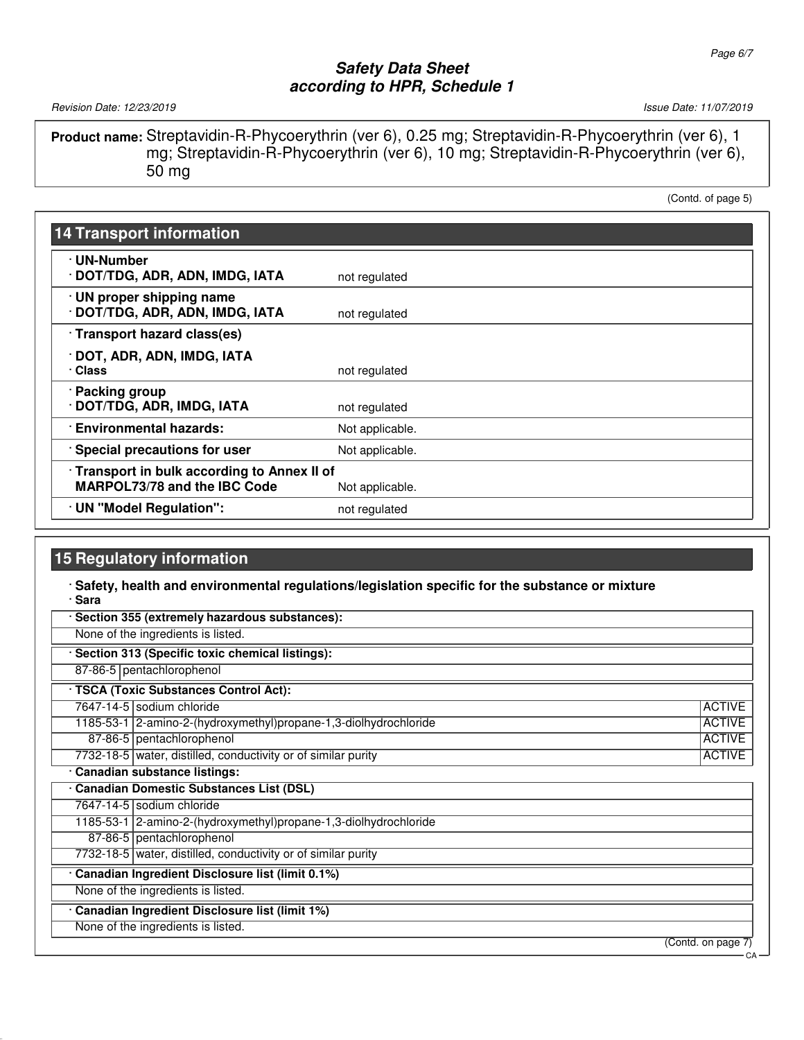**Product name:** Streptavidin-R-Phycoerythrin (ver 6), 0.25 mg; Streptavidin-R-Phycoerythrin (ver 6), 1 mg; Streptavidin-R-Phycoerythrin (ver 6), 10 mg; Streptavidin-R-Phycoerythrin (ver 6), 50 mg

(Contd. of page 5)

## 14 Transport information

| | |
|---|---|
| **· UN-Number**<br>**· DOT/TDG, ADR, ADN, IMDG, IATA** | not regulated |
| **· UN proper shipping name**<br>**· DOT/TDG, ADR, ADN, IMDG, IATA** | not regulated |
| **· Transport hazard class(es)** | |
| **· DOT, ADR, ADN, IMDG, IATA**<br>**· Class** | not regulated |
| **· Packing group**<br>**· DOT/TDG, ADR, IMDG, IATA** | not regulated |
| **· Environmental hazards:** | Not applicable. |
| **· Special precautions for user** | Not applicable. |
| **· Transport in bulk according to Annex II of MARPOL73/78 and the IBC Code** | Not applicable. |
| **· UN "Model Regulation":** | not regulated |

## 15 Regulatory information

**· Safety, health and environmental regulations/legislation specific for the substance or mixture**

**· Sara**

**· Section 355 (extremely hazardous substances):**

None of the ingredients is listed.

**· Section 313 (Specific toxic chemical listings):**

| | |
|---|---|
| 87-86-5 | pentachlorophenol |

**· TSCA (Toxic Substances Control Act):**

| | | |
|---|---|---|
| 7647-14-5 | sodium chloride | ACTIVE |
| 1185-53-1 | 2-amino-2-(hydroxymethyl)propane-1,3-diolhydrochloride | ACTIVE |
| 87-86-5 | pentachlorophenol | ACTIVE |
| 7732-18-5 | water, distilled, conductivity or of similar purity | ACTIVE |

**· Canadian substance listings:**

**· Canadian Domestic Substances List (DSL)**

| | |
|---|---|
| 7647-14-5 | sodium chloride |
| 1185-53-1 | 2-amino-2-(hydroxymethyl)propane-1,3-diolhydrochloride |
| 87-86-5 | pentachlorophenol |
| 7732-18-5 | water, distilled, conductivity or of similar purity |

**· Canadian Ingredient Disclosure list (limit 0.1%)**

None of the ingredients is listed.

**· Canadian Ingredient Disclosure list (limit 1%)**

None of the ingredients is listed.

(Contd. on page 7)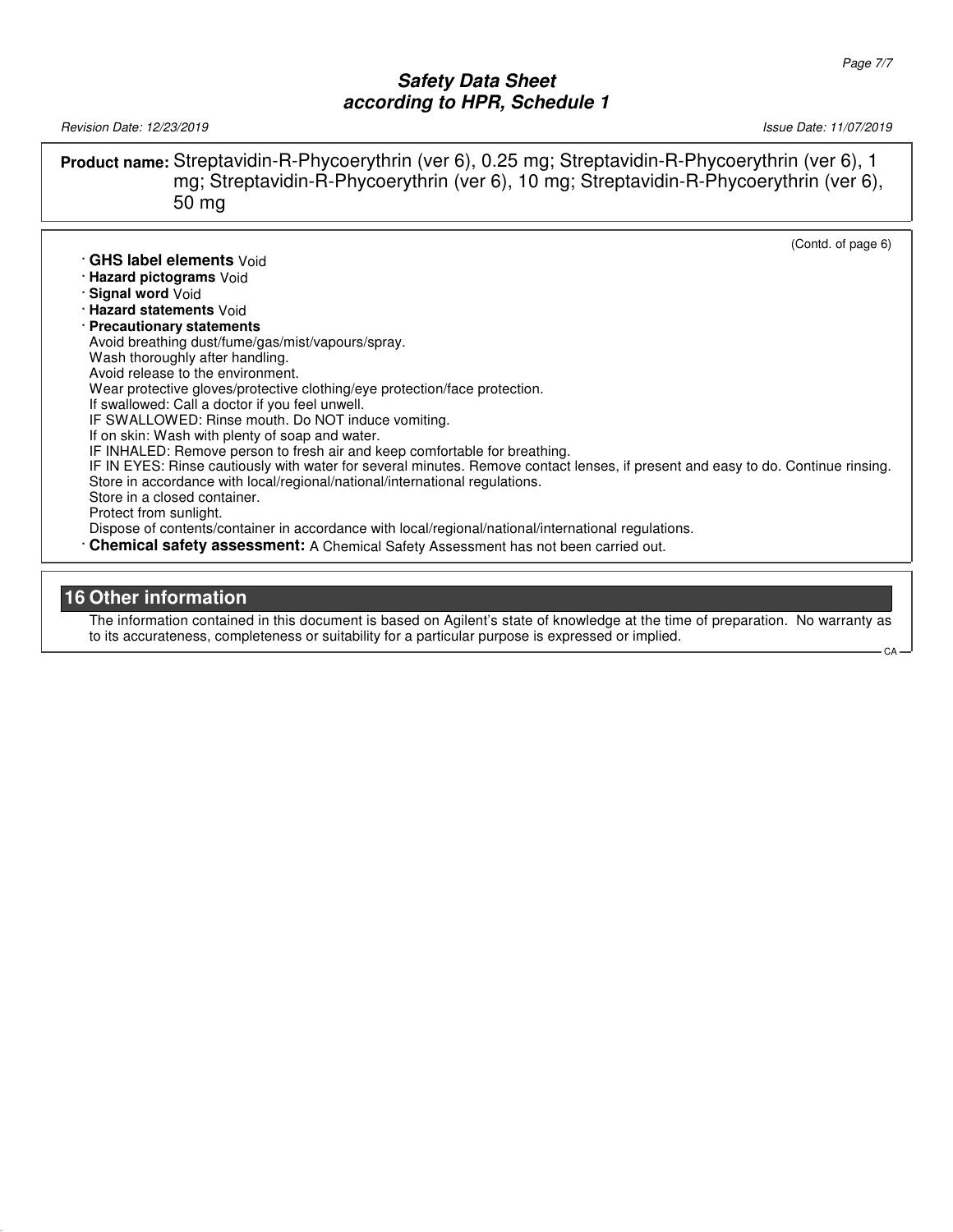**Product name:** Streptavidin-R-Phycoerythrin (ver 6), 0.25 mg; Streptavidin-R-Phycoerythrin (ver 6), 1 mg; Streptavidin-R-Phycoerythrin (ver 6), 10 mg; Streptavidin-R-Phycoerythrin (ver 6), 50 mg

(Contd. of page 6)

· **GHS label elements** Void
· **Hazard pictograms** Void
· **Signal word** Void
· **Hazard statements** Void
· **Precautionary statements**
Avoid breathing dust/fume/gas/mist/vapours/spray.
Wash thoroughly after handling.
Avoid release to the environment.
Wear protective gloves/protective clothing/eye protection/face protection.
If swallowed: Call a doctor if you feel unwell.
IF SWALLOWED: Rinse mouth. Do NOT induce vomiting.
If on skin: Wash with plenty of soap and water.
IF INHALED: Remove person to fresh air and keep comfortable for breathing.
IF IN EYES: Rinse cautiously with water for several minutes. Remove contact lenses, if present and easy to do. Continue rinsing.
Store in accordance with local/regional/national/international regulations.
Store in a closed container.
Protect from sunlight.
Dispose of contents/container in accordance with local/regional/national/international regulations.
· **Chemical safety assessment:** A Chemical Safety Assessment has not been carried out.

## 16 Other information

The information contained in this document is based on Agilent's state of knowledge at the time of preparation. No warranty as to its accurateness, completeness or suitability for a particular purpose is expressed or implied.

CA